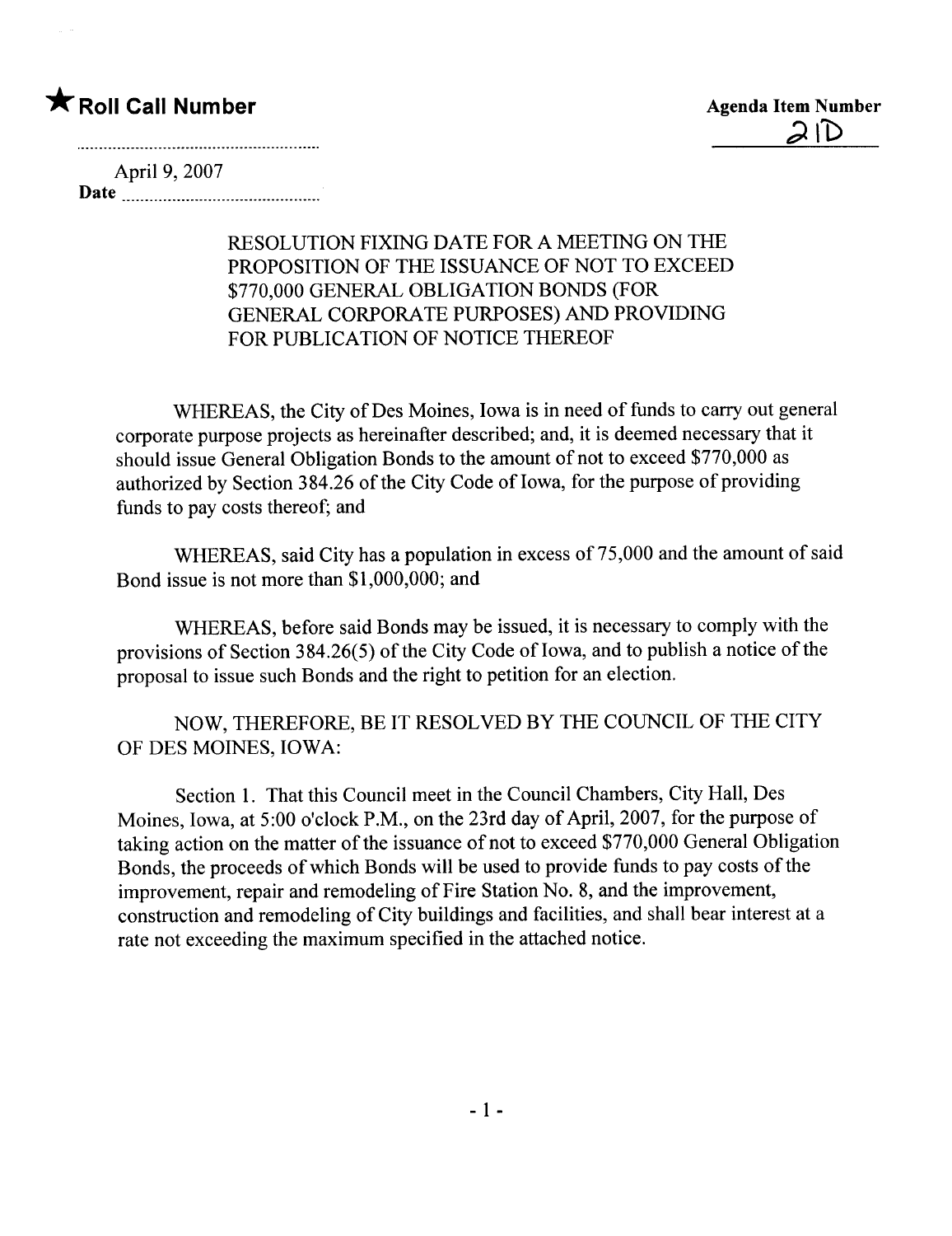★ **Roll Call Number**

**Agenda Item Number**
21D

Date April 9, 2007

RESOLUTION FIXING DATE FOR A MEETING ON THE PROPOSITION OF THE ISSUANCE OF NOT TO EXCEED $770,000 GENERAL OBLIGATION BONDS (FOR GENERAL CORPORATE PURPOSES) AND PROVIDING FOR PUBLICATION OF NOTICE THEREOF

WHEREAS, the City of Des Moines, Iowa is in need of funds to carry out general corporate purpose projects as hereinafter described; and, it is deemed necessary that it should issue General Obligation Bonds to the amount of not to exceed $770,000 as authorized by Section 384.26 of the City Code of Iowa, for the purpose of providing funds to pay costs thereof; and

WHEREAS, said City has a population in excess of 75,000 and the amount of said Bond issue is not more than $1,000,000; and

WHEREAS, before said Bonds may be issued, it is necessary to comply with the provisions of Section 384.26(5) of the City Code of Iowa, and to publish a notice of the proposal to issue such Bonds and the right to petition for an election.

NOW, THEREFORE, BE IT RESOLVED BY THE COUNCIL OF THE CITY OF DES MOINES, IOWA:

Section 1. That this Council meet in the Council Chambers, City Hall, Des Moines, Iowa, at 5:00 o'clock P.M., on the 23rd day of April, 2007, for the purpose of taking action on the matter of the issuance of not to exceed $770,000 General Obligation Bonds, the proceeds of which Bonds will be used to provide funds to pay costs of the improvement, repair and remodeling of Fire Station No. 8, and the improvement, construction and remodeling of City buildings and facilities, and shall bear interest at a rate not exceeding the maximum specified in the attached notice.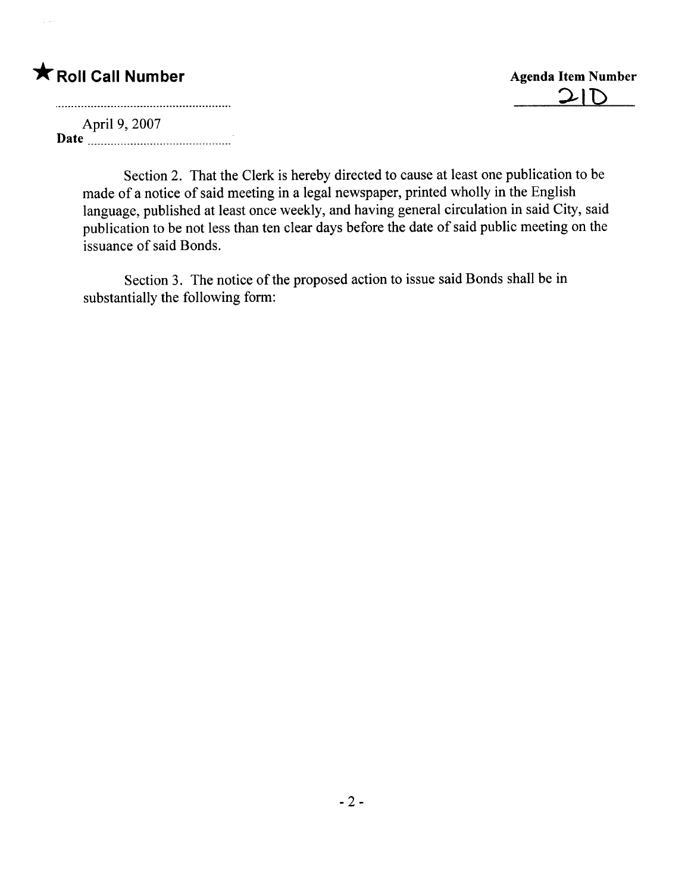★ **Roll Call Number**

**Agenda Item Number**
21D

April 9, 2007
**Date** ..........................................

Section 2. That the Clerk is hereby directed to cause at least one publication to be made of a notice of said meeting in a legal newspaper, printed wholly in the English language, published at least once weekly, and having general circulation in said City, said publication to be not less than ten clear days before the date of said public meeting on the issuance of said Bonds.

Section 3. The notice of the proposed action to issue said Bonds shall be in substantially the following form: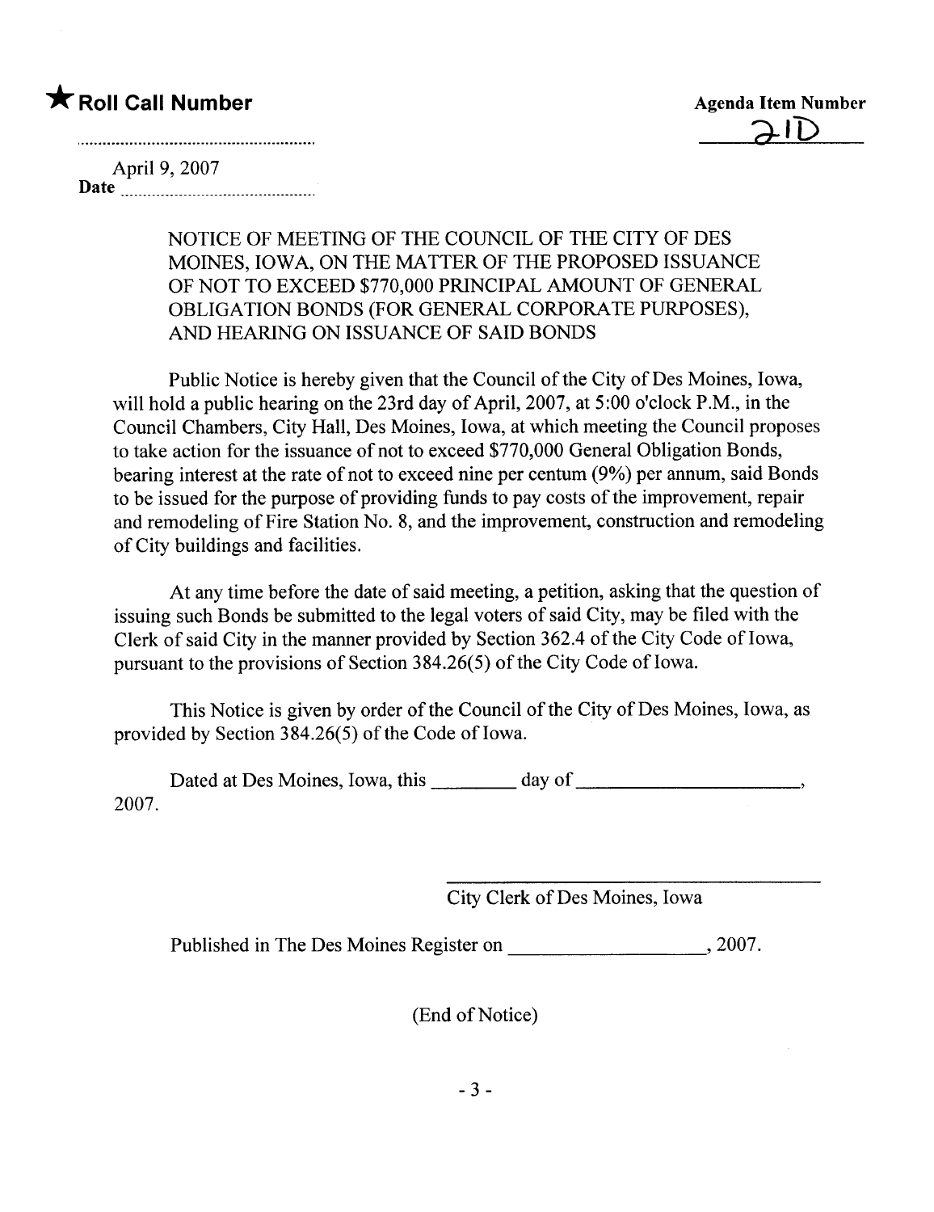★ **Roll Call Number**

**Agenda Item Number**
21D

April 9, 2007
**Date** ..........................................

NOTICE OF MEETING OF THE COUNCIL OF THE CITY OF DES MOINES, IOWA, ON THE MATTER OF THE PROPOSED ISSUANCE OF NOT TO EXCEED $770,000 PRINCIPAL AMOUNT OF GENERAL OBLIGATION BONDS (FOR GENERAL CORPORATE PURPOSES), AND HEARING ON ISSUANCE OF SAID BONDS

Public Notice is hereby given that the Council of the City of Des Moines, Iowa, will hold a public hearing on the 23rd day of April, 2007, at 5:00 o'clock P.M., in the Council Chambers, City Hall, Des Moines, Iowa, at which meeting the Council proposes to take action for the issuance of not to exceed $770,000 General Obligation Bonds, bearing interest at the rate of not to exceed nine per centum (9%) per annum, said Bonds to be issued for the purpose of providing funds to pay costs of the improvement, repair and remodeling of Fire Station No. 8, and the improvement, construction and remodeling of City buildings and facilities.

At any time before the date of said meeting, a petition, asking that the question of issuing such Bonds be submitted to the legal voters of said City, may be filed with the Clerk of said City in the manner provided by Section 362.4 of the City Code of Iowa, pursuant to the provisions of Section 384.26(5) of the City Code of Iowa.

This Notice is given by order of the Council of the City of Des Moines, Iowa, as provided by Section 384.26(5) of the Code of Iowa.

Dated at Des Moines, Iowa, this ________ day of ______________________, 2007.

______________________________________
City Clerk of Des Moines, Iowa

Published in The Des Moines Register on ___________________, 2007.

(End of Notice)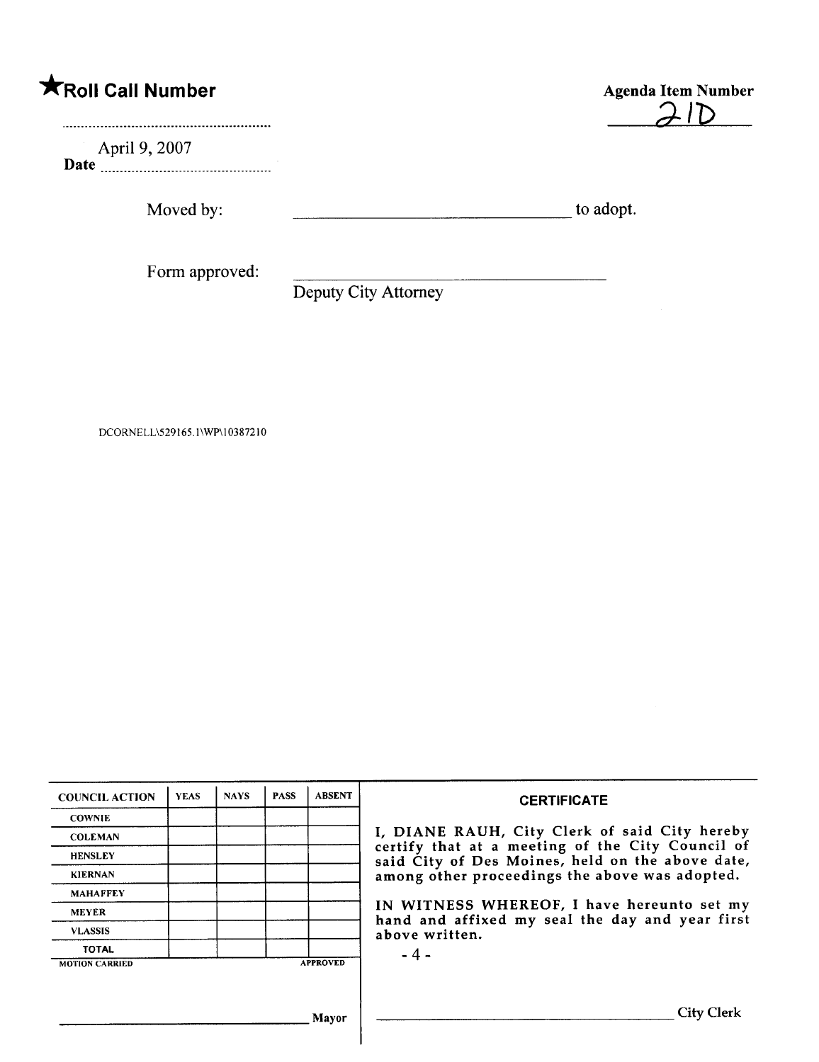★**Roll Call Number**

**Agenda Item Number**
21D

**Date** April 9, 2007

Moved by: ______________________________ to adopt.

Form approved: ______________________________
Deputy City Attorney

DCORNELL\529165.1\WP\10387210

| COUNCIL ACTION | YEAS | NAYS | PASS | ABSENT |
|---|---|---|---|---|
| COWNIE | | | | |
| COLEMAN | | | | |
| HENSLEY | | | | |
| KIERNAN | | | | |
| MAHAFFEY | | | | |
| MEYER | | | | |
| VLASSIS | | | | |
| TOTAL | | | | |

MOTION CARRIED APPROVED

______________________________ Mayor

**CERTIFICATE**

I, DIANE RAUH, City Clerk of said City hereby certify that at a meeting of the City Council of said City of Des Moines, held on the above date, among other proceedings the above was adopted.

IN WITNESS WHEREOF, I have hereunto set my hand and affixed my seal the day and year first above written.

______________________________ City Clerk